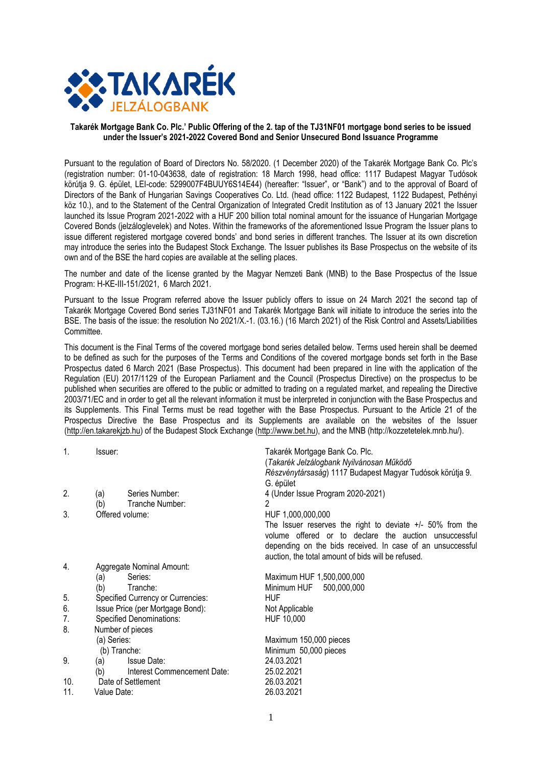**Takarék Mortgage Bank Co. Plc.' Public Offering of the 2. tap of the TJ31NF01 mortgage bond series to be issued under the Issuer's 2021-2022 Covered Bond and Senior Unsecured Bond Issuance Programme**

Pursuant to the regulation of Board of Directors No. 58/2020. (1 December 2020) of the Takarék Mortgage Bank Co. Plc's (registration number: 01-10-043638, date of registration: 18 March 1998, head office: 1117 Budapest Magyar Tudósok körútja 9. G. épület, LEI-code: 5299007F4BUUY6S14E44) (hereafter: "Issuer", or "Bank") and to the approval of Board of Directors of the Bank of Hungarian Savings Cooperatives Co. Ltd. (head office: 1122 Budapest, 1122 Budapest, Pethényi köz 10.), and to the Statement of the Central Organization of Integrated Credit Institution as of 13 January 2021 the Issuer launched its Issue Program 2021-2022 with a HUF 200 billion total nominal amount for the issuance of Hungarian Mortgage Covered Bonds (jelzáloglevelek) and Notes. Within the frameworks of the aforementioned Issue Program the Issuer plans to issue different registered mortgage covered bonds' and bond series in different tranches. The Issuer at its own discretion may introduce the series into the Budapest Stock Exchange. The Issuer publishes its Base Prospectus on the website of its own and of the BSE the hard copies are available at the selling places.

The number and date of the license granted by the Magyar Nemzeti Bank (MNB) to the Base Prospectus of the Issue Program: H-KE-III-151/2021, 6 March 2021.

Pursuant to the Issue Program referred above the Issuer publicly offers to issue on 24 March 2021 the second tap of Takarék Mortgage Covered Bond series TJ31NF01 and Takarék Mortgage Bank will initiate to introduce the series into the BSE. The basis of the issue: the resolution No 2021/X.-1. (03.16.) (16 March 2021) of the Risk Control and Assets/Liabilities Committee.

This document is the Final Terms of the covered mortgage bond series detailed below. Terms used herein shall be deemed to be defined as such for the purposes of the Terms and Conditions of the covered mortgage bonds set forth in the Base Prospectus dated 6 March 2021 (Base Prospectus). This document had been prepared in line with the application of the Regulation (EU) 2017/1129 of the European Parliament and the Council (Prospectus Directive) on the prospectus to be published when securities are offered to the public or admitted to trading on a regulated market, and repealing the Directive 2003/71/EC and in order to get all the relevant information it must be interpreted in conjunction with the Base Prospectus and its Supplements. This Final Terms must be read together with the Base Prospectus. Pursuant to the Article 21 of the Prospectus Directive the Base Prospectus and its Supplements are available on the websites of the Issuer (http://en.takarekjzb.hu) of the Budapest Stock Exchange (http://www.bet.hu), and the MNB (http://kozzetetelek.mnb.hu/).

| | | |
|---|---|---|
| 1. | Issuer: | Takarék Mortgage Bank Co. Plc. (*Takarék Jelzálogbank Nyilvánosan Működő Részvénytársaság*) 1117 Budapest Magyar Tudósok körútja 9. G. épület |
| 2. | (a) Series Number: | 4 (Under Issue Program 2020-2021) |
| | (b) Tranche Number: | 2 |
| 3. | Offered volume: | HUF 1,000,000,000<br>The Issuer reserves the right to deviate +/- 50% from the volume offered or to declare the auction unsuccessful depending on the bids received. In case of an unsuccessful auction, the total amount of bids will be refused. |
| 4. | Aggregate Nominal Amount: | |
| | (a) Series: | Maximum HUF 1,500,000,000 |
| | (b) Tranche: | Minimum HUF 500,000,000 |
| 5. | Specified Currency or Currencies: | HUF |
| 6. | Issue Price (per Mortgage Bond): | Not Applicable |
| 7. | Specified Denominations: | HUF 10,000 |
| 8. | Number of pieces | |
| | (a) Series: | Maximum 150,000 pieces |
| | (b) Tranche: | Minimum 50,000 pieces |
| 9. | (a) Issue Date: | 24.03.2021 |
| | (b) Interest Commencement Date: | 25.02.2021 |
| 10. | Date of Settlement | 26.03.2021 |
| 11. | Value Date: | 26.03.2021 |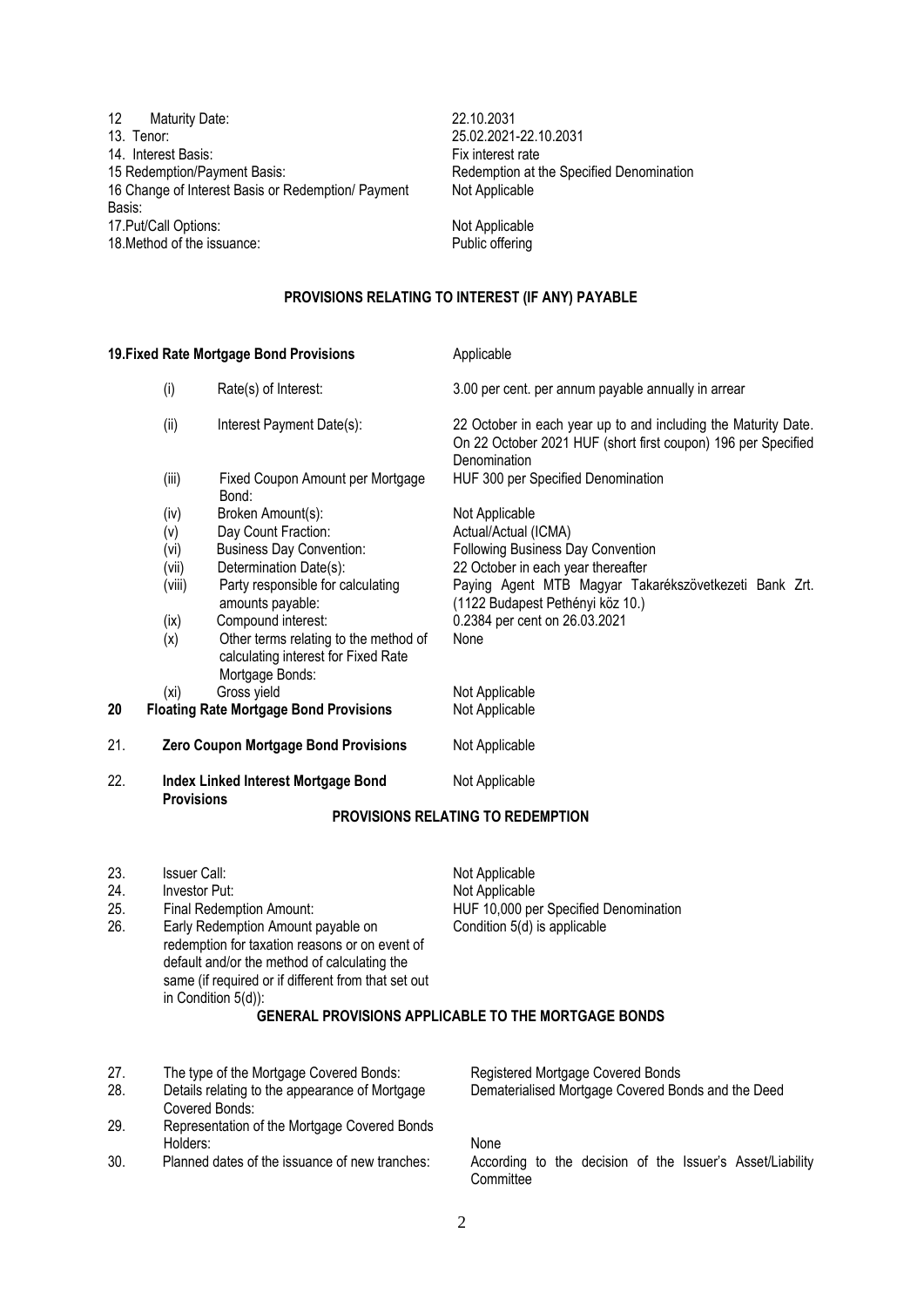| | |
|---|---|
| 12 Maturity Date: | 22.10.2031 |
| 13. Tenor: | 25.02.2021-22.10.2031 |
| 14. Interest Basis: | Fix interest rate |
| 15 Redemption/Payment Basis: | Redemption at the Specified Denomination |
| 16 Change of Interest Basis or Redemption/ Payment Basis: | Not Applicable |
| 17.Put/Call Options: | Not Applicable |
| 18.Method of the issuance: | Public offering |

## PROVISIONS RELATING TO INTEREST (IF ANY) PAYABLE

| | | | |
|---|---|---|---|
| **19.** | **Fixed Rate Mortgage Bond Provisions** | | Applicable |
| | (i) | Rate(s) of Interest: | 3.00 per cent. per annum payable annually in arrear |
| | (ii) | Interest Payment Date(s): | 22 October in each year up to and including the Maturity Date. On 22 October 2021 HUF (short first coupon) 196 per Specified Denomination |
| | (iii) | Fixed Coupon Amount per Mortgage Bond: | HUF 300 per Specified Denomination |
| | (iv) | Broken Amount(s): | Not Applicable |
| | (v) | Day Count Fraction: | Actual/Actual (ICMA) |
| | (vi) | Business Day Convention: | Following Business Day Convention |
| | (vii) | Determination Date(s): | 22 October in each year thereafter |
| | (viii) | Party responsible for calculating amounts payable: | Paying Agent MTB Magyar Takarékszövetkezeti Bank Zrt. (1122 Budapest Pethényi köz 10.) |
| | (ix) | Compound interest: | 0.2384 per cent on 26.03.2021 |
| | (x) | Other terms relating to the method of calculating interest for Fixed Rate Mortgage Bonds: | None |
| | (xi) | Gross yield | Not Applicable |
| **20** | **Floating Rate Mortgage Bond Provisions** | | Not Applicable |
| 21. | **Zero Coupon Mortgage Bond Provisions** | | Not Applicable |
| 22. | **Index Linked Interest Mortgage Bond Provisions** | | Not Applicable |

## PROVISIONS RELATING TO REDEMPTION

| | | |
|---|---|---|
| 23. | Issuer Call: | Not Applicable |
| 24. | Investor Put: | Not Applicable |
| 25. | Final Redemption Amount: | HUF 10,000 per Specified Denomination |
| 26. | Early Redemption Amount payable on redemption for taxation reasons or on event of default and/or the method of calculating the same (if required or if different from that set out in Condition 5(d)): | Condition 5(d) is applicable |

## GENERAL PROVISIONS APPLICABLE TO THE MORTGAGE BONDS

| | | |
|---|---|---|
| 27. | The type of the Mortgage Covered Bonds: | Registered Mortgage Covered Bonds |
| 28. | Details relating to the appearance of Mortgage Covered Bonds: | Dematerialised Mortgage Covered Bonds and the Deed |
| 29. | Representation of the Mortgage Covered Bonds Holders: | None |
| 30. | Planned dates of the issuance of new tranches: | According to the decision of the Issuer's Asset/Liability Committee |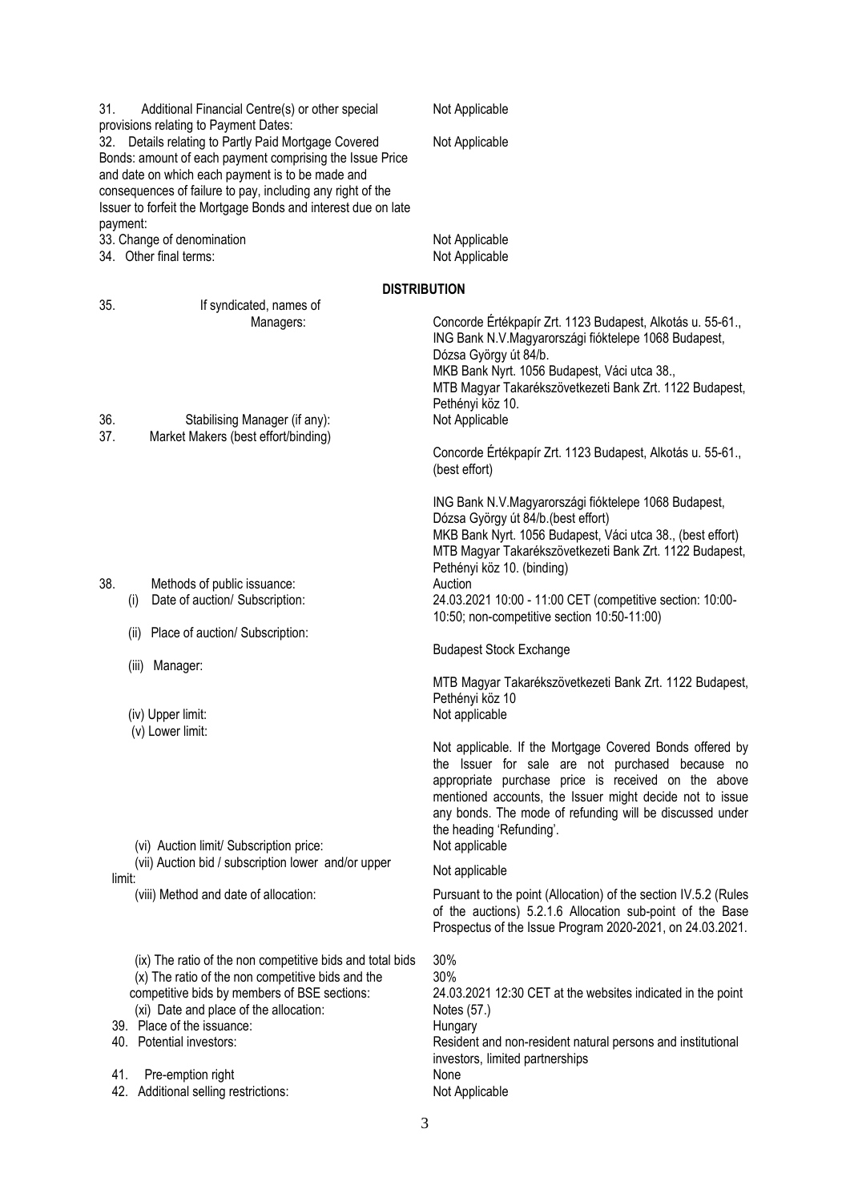| | |
|---|---|
| 31. Additional Financial Centre(s) or other special provisions relating to Payment Dates: | Not Applicable |
| 32. Details relating to Partly Paid Mortgage Covered Bonds: amount of each payment comprising the Issue Price and date on which each payment is to be made and consequences of failure to pay, including any right of the Issuer to forfeit the Mortgage Bonds and interest due on late payment: | Not Applicable |
| 33. Change of denomination | Not Applicable |
| 34. Other final terms: | Not Applicable |

## DISTRIBUTION

| | |
|---|---|
| 35. If syndicated, names of Managers: | Concorde Értékpapír Zrt. 1123 Budapest, Alkotás u. 55-61., ING Bank N.V.Magyarországi fióktelepe 1068 Budapest, Dózsa György út 84/b. MKB Bank Nyrt. 1056 Budapest, Váci utca 38., MTB Magyar Takarékszövetkezeti Bank Zrt. 1122 Budapest, Pethényi köz 10. |
| 36. Stabilising Manager (if any): | Not Applicable |
| 37. Market Makers (best effort/binding) | Concorde Értékpapír Zrt. 1123 Budapest, Alkotás u. 55-61., (best effort)<br><br>ING Bank N.V.Magyarországi fióktelepe 1068 Budapest, Dózsa György út 84/b.(best effort)<br>MKB Bank Nyrt. 1056 Budapest, Váci utca 38., (best effort)<br>MTB Magyar Takarékszövetkezeti Bank Zrt. 1122 Budapest, Pethényi köz 10. (binding) |
| 38. Methods of public issuance: | Auction |
| (i) Date of auction/ Subscription: | 24.03.2021 10:00 - 11:00 CET (competitive section: 10:00-10:50; non-competitive section 10:50-11:00) |
| (ii) Place of auction/ Subscription: | Budapest Stock Exchange |
| (iii) Manager: | MTB Magyar Takarékszövetkezeti Bank Zrt. 1122 Budapest, Pethényi köz 10 |
| (iv) Upper limit: | Not applicable |
| (v) Lower limit: | Not applicable. If the Mortgage Covered Bonds offered by the Issuer for sale are not purchased because no appropriate purchase price is received on the above mentioned accounts, the Issuer might decide not to issue any bonds. The mode of refunding will be discussed under the heading 'Refunding'. |
| (vi) Auction limit/ Subscription price: | Not applicable |
| (vii) Auction bid / subscription lower and/or upper limit: | Not applicable |
| (viii) Method and date of allocation: | Pursuant to the point (Allocation) of the section IV.5.2 (Rules of the auctions) 5.2.1.6 Allocation sub-point of the Base Prospectus of the Issue Program 2020-2021, on 24.03.2021. |
| (ix) The ratio of the non competitive bids and total bids | 30% |
| (x) The ratio of the non competitive bids and the competitive bids by members of BSE sections: | 30% |
| (xi) Date and place of the allocation: | 24.03.2021 12:30 CET at the websites indicated in the point Notes (57.) |
| 39. Place of the issuance: | Hungary |
| 40. Potential investors: | Resident and non-resident natural persons and institutional investors, limited partnerships |
| 41. Pre-emption right | None |
| 42. Additional selling restrictions: | Not Applicable |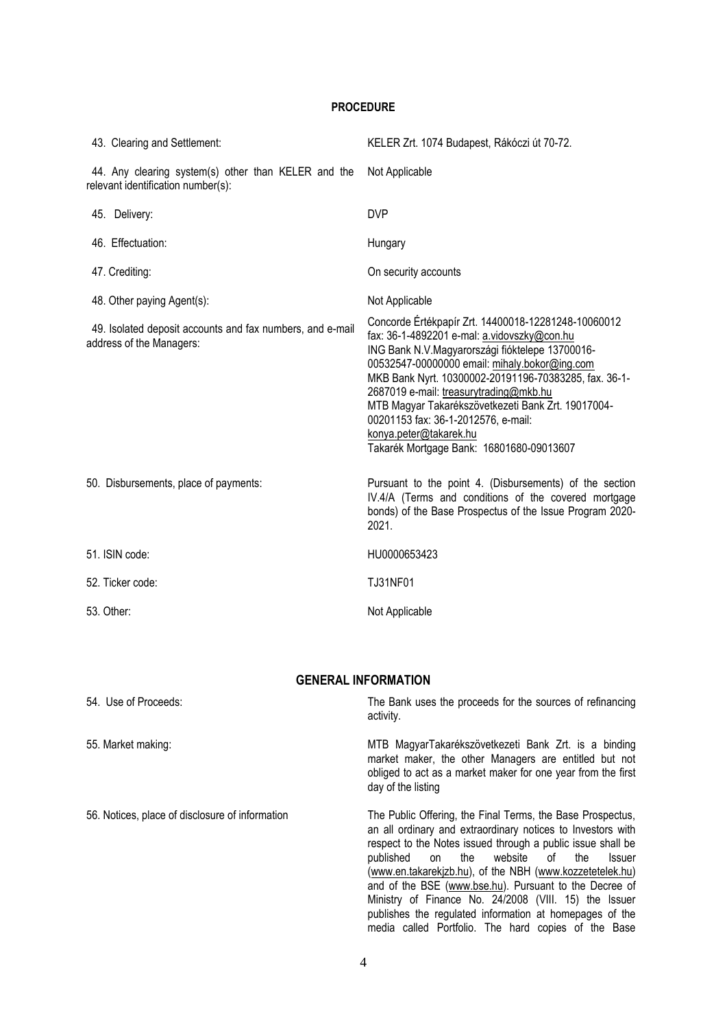## PROCEDURE

| | |
|---|---|
| 43. Clearing and Settlement: | KELER Zrt. 1074 Budapest, Rákóczi út 70-72. |
| 44. Any clearing system(s) other than KELER and the relevant identification number(s): | Not Applicable |
| 45. Delivery: | DVP |
| 46. Effectuation: | Hungary |
| 47. Crediting: | On security accounts |
| 48. Other paying Agent(s): | Not Applicable |
| 49. Isolated deposit accounts and fax numbers, and e-mail address of the Managers: | Concorde Értékpapír Zrt. 14400018-12281248-10060012 fax: 36-1-4892201 e-mal: a.vidovszky@con.hu<br>ING Bank N.V.Magyarországi fióktelepe 13700016-00532547-00000000 email: mihaly.bokor@ing.com<br>MKB Bank Nyrt. 10300002-20191196-70383285, fax. 36-1-2687019 e-mail: treasurytrading@mkb.hu<br>MTB Magyar Takarékszövetkezeti Bank Zrt. 19017004-00201153 fax: 36-1-2012576, e-mail: konya.peter@takarek.hu<br>Takarék Mortgage Bank: 16801680-09013607 |
| 50. Disbursements, place of payments: | Pursuant to the point 4. (Disbursements) of the section IV.4/A (Terms and conditions of the covered mortgage bonds) of the Base Prospectus of the Issue Program 2020-2021. |
| 51. ISIN code: | HU0000653423 |
| 52. Ticker code: | TJ31NF01 |
| 53. Other: | Not Applicable |

## GENERAL INFORMATION

| | |
|---|---|
| 54. Use of Proceeds: | The Bank uses the proceeds for the sources of refinancing activity. |
| 55. Market making: | MTB MagyarTakarékszövetkezeti Bank Zrt. is a binding market maker, the other Managers are entitled but not obliged to act as a market maker for one year from the first day of the listing |
| 56. Notices, place of disclosure of information | The Public Offering, the Final Terms, the Base Prospectus, an all ordinary and extraordinary notices to Investors with respect to the Notes issued through a public issue shall be published on the website of the Issuer (www.en.takarekjzb.hu), of the NBH (www.kozzetetelek.hu) and of the BSE (www.bse.hu). Pursuant to the Decree of Ministry of Finance No. 24/2008 (VIII. 15) the Issuer publishes the regulated information at homepages of the media called Portfolio. The hard copies of the Base |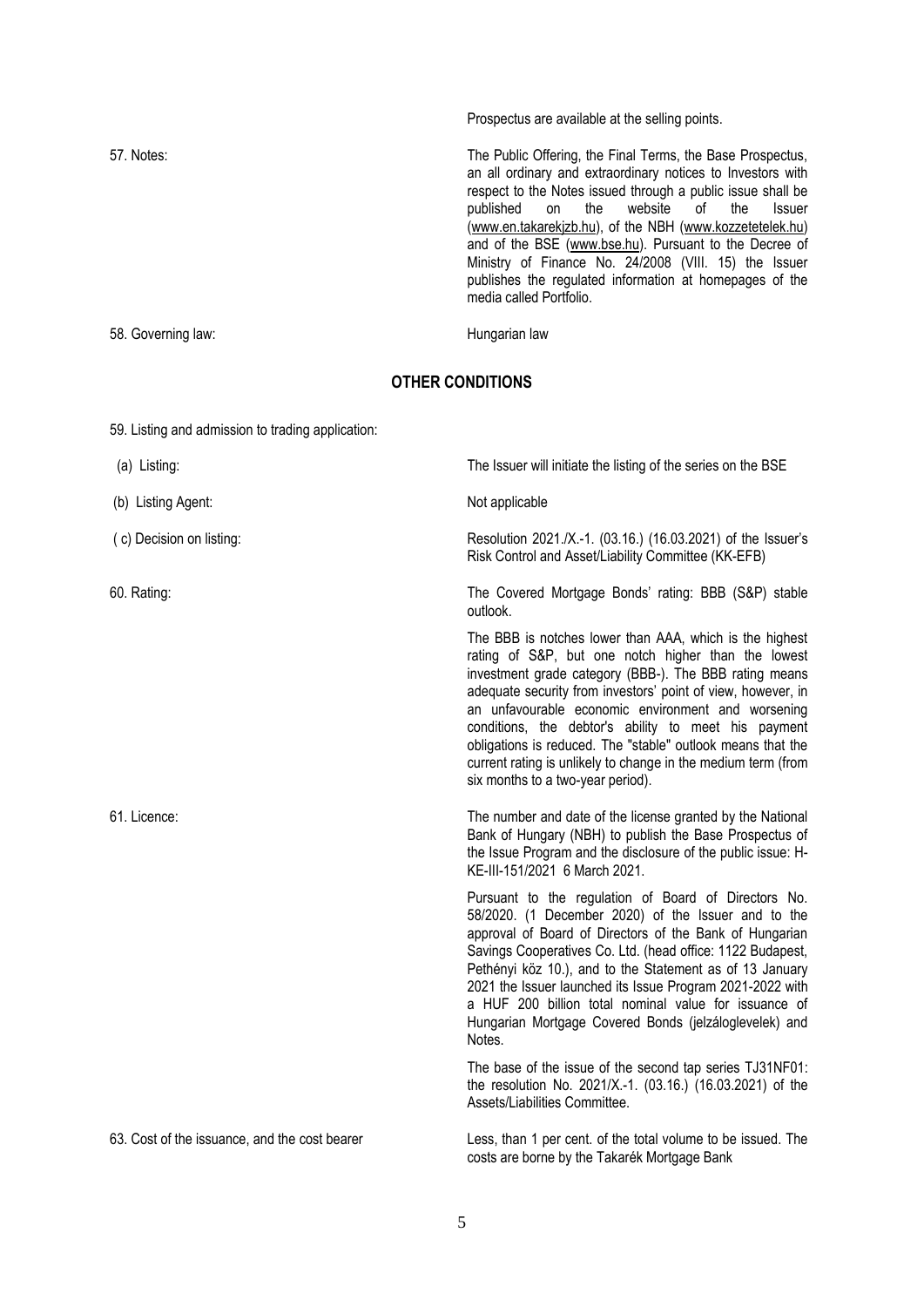Prospectus are available at the selling points.

| | |
|---|---|
| 57. Notes: | The Public Offering, the Final Terms, the Base Prospectus, an all ordinary and extraordinary notices to Investors with respect to the Notes issued through a public issue shall be published on the website of the Issuer (www.en.takarekjzb.hu), of the NBH (www.kozzetetelek.hu) and of the BSE (www.bse.hu). Pursuant to the Decree of Ministry of Finance No. 24/2008 (VIII. 15) the Issuer publishes the regulated information at homepages of the media called Portfolio. |
| 58. Governing law: | Hungarian law |

## OTHER CONDITIONS

| | |
|---|---|
| 59. Listing and admission to trading application: | |
| (a) Listing: | The Issuer will initiate the listing of the series on the BSE |
| (b) Listing Agent: | Not applicable |
| ( c) Decision on listing: | Resolution 2021./X.-1. (03.16.) (16.03.2021) of the Issuer's Risk Control and Asset/Liability Committee (KK-EFB) |
| 60. Rating: | The Covered Mortgage Bonds' rating: BBB (S&P) stable outlook.<br><br>The BBB is notches lower than AAA, which is the highest rating of S&P, but one notch higher than the lowest investment grade category (BBB-). The BBB rating means adequate security from investors' point of view, however, in an unfavourable economic environment and worsening conditions, the debtor's ability to meet his payment obligations is reduced. The "stable" outlook means that the current rating is unlikely to change in the medium term (from six months to a two-year period). |
| 61. Licence: | The number and date of the license granted by the National Bank of Hungary (NBH) to publish the Base Prospectus of the Issue Program and the disclosure of the public issue: H-KE-III-151/2021 6 March 2021.<br><br>Pursuant to the regulation of Board of Directors No. 58/2020. (1 December 2020) of the Issuer and to the approval of Board of Directors of the Bank of Hungarian Savings Cooperatives Co. Ltd. (head office: 1122 Budapest, Pethényi köz 10.), and to the Statement as of 13 January 2021 the Issuer launched its Issue Program 2021-2022 with a HUF 200 billion total nominal value for issuance of Hungarian Mortgage Covered Bonds (jelzáloglevelek) and Notes.<br><br>The base of the issue of the second tap series TJ31NF01: the resolution No. 2021/X.-1. (03.16.) (16.03.2021) of the Assets/Liabilities Committee. |
| 63. Cost of the issuance, and the cost bearer | Less, than 1 per cent. of the total volume to be issued. The costs are borne by the Takarék Mortgage Bank |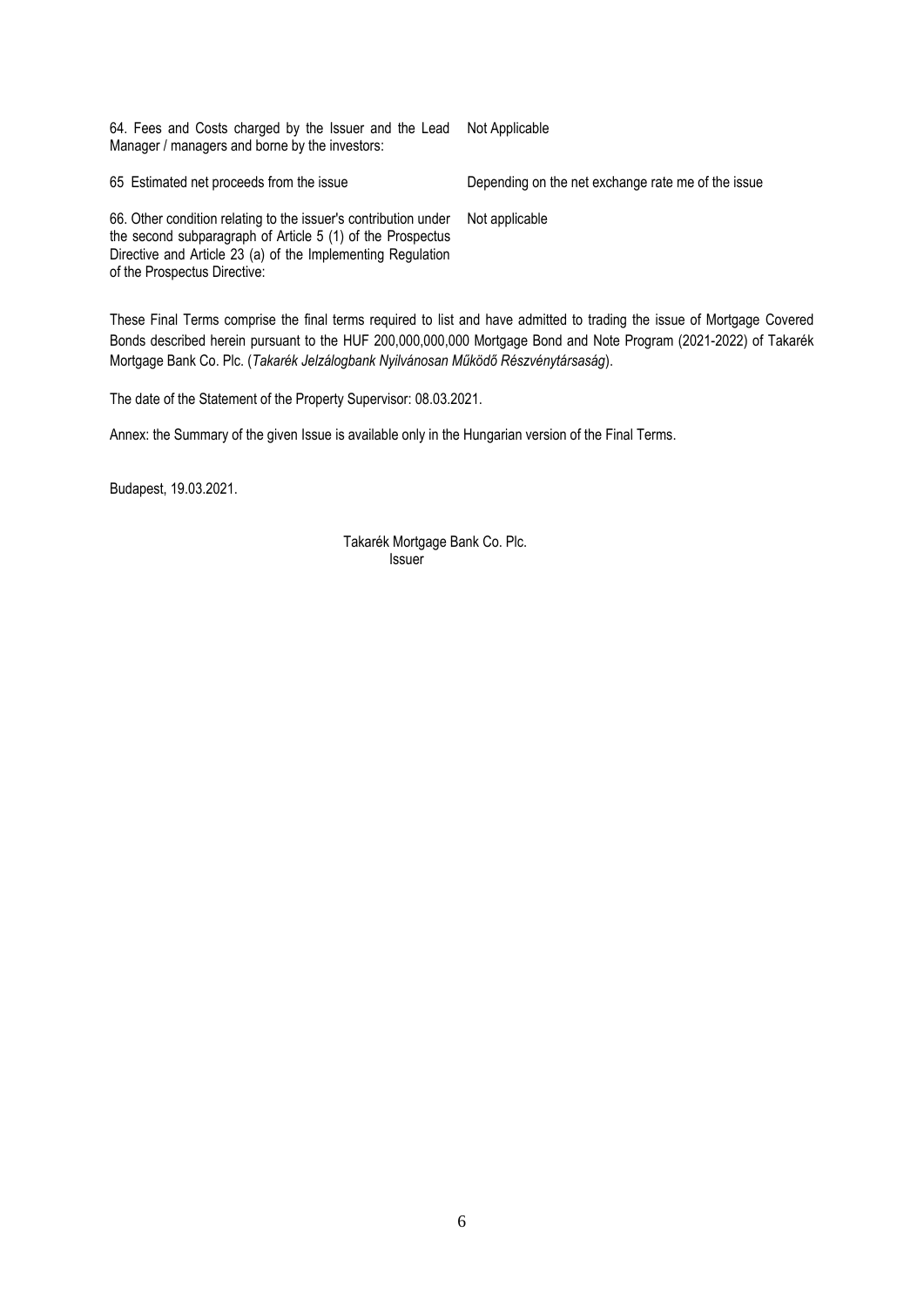| | |
|---|---|
| 64. Fees and Costs charged by the Issuer and the Lead Manager / managers and borne by the investors: | Not Applicable |
| 65 Estimated net proceeds from the issue | Depending on the net exchange rate me of the issue |
| 66. Other condition relating to the issuer's contribution under the second subparagraph of Article 5 (1) of the Prospectus Directive and Article 23 (a) of the Implementing Regulation of the Prospectus Directive: | Not applicable |

These Final Terms comprise the final terms required to list and have admitted to trading the issue of Mortgage Covered Bonds described herein pursuant to the HUF 200,000,000,000 Mortgage Bond and Note Program (2021-2022) of Takarék Mortgage Bank Co. Plc. (*Takarék Jelzálogbank Nyilvánosan Működő Részvénytársaság*).

The date of the Statement of the Property Supervisor: 08.03.2021.

Annex: the Summary of the given Issue is available only in the Hungarian version of the Final Terms.

Budapest, 19.03.2021.

Takarék Mortgage Bank Co. Plc.
Issuer